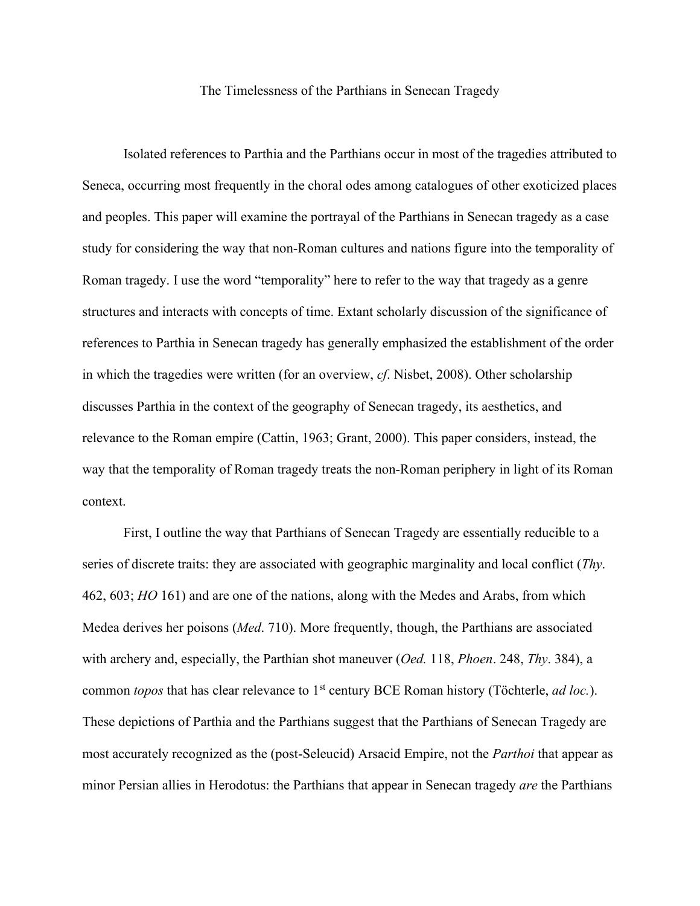# The Timelessness of the Parthians in Senecan Tragedy

Isolated references to Parthia and the Parthians occur in most of the tragedies attributed to Seneca, occurring most frequently in the choral odes among catalogues of other exoticized places and peoples. This paper will examine the portrayal of the Parthians in Senecan tragedy as a case study for considering the way that non-Roman cultures and nations figure into the temporality of Roman tragedy. I use the word "temporality" here to refer to the way that tragedy as a genre structures and interacts with concepts of time. Extant scholarly discussion of the significance of references to Parthia in Senecan tragedy has generally emphasized the establishment of the order in which the tragedies were written (for an overview, *cf*. Nisbet, 2008). Other scholarship discusses Parthia in the context of the geography of Senecan tragedy, its aesthetics, and relevance to the Roman empire (Cattin, 1963; Grant, 2000). This paper considers, instead, the way that the temporality of Roman tragedy treats the non-Roman periphery in light of its Roman context.

First, I outline the way that Parthians of Senecan Tragedy are essentially reducible to a series of discrete traits: they are associated with geographic marginality and local conflict (*Thy*. 462, 603; *HO* 161) and are one of the nations, along with the Medes and Arabs, from which Medea derives her poisons (*Med*. 710). More frequently, though, the Parthians are associated with archery and, especially, the Parthian shot maneuver (*Oed.* 118, *Phoen*. 248, *Thy*. 384), a common *topos* that has clear relevance to 1st century BCE Roman history (Töchterle, *ad loc.*). These depictions of Parthia and the Parthians suggest that the Parthians of Senecan Tragedy are most accurately recognized as the (post-Seleucid) Arsacid Empire, not the *Parthoi* that appear as minor Persian allies in Herodotus: the Parthians that appear in Senecan tragedy *are* the Parthians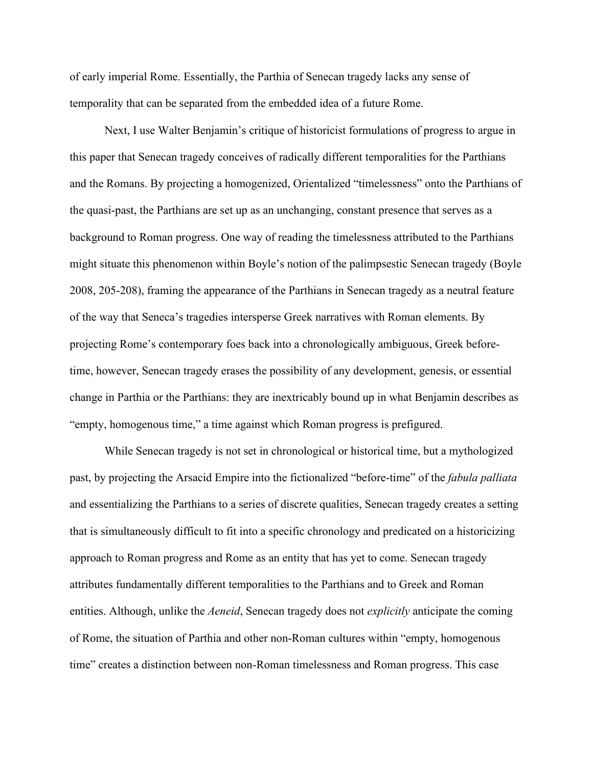of early imperial Rome. Essentially, the Parthia of Senecan tragedy lacks any sense of temporality that can be separated from the embedded idea of a future Rome.

Next, I use Walter Benjamin's critique of historicist formulations of progress to argue in this paper that Senecan tragedy conceives of radically different temporalities for the Parthians and the Romans. By projecting a homogenized, Orientalized "timelessness" onto the Parthians of the quasi-past, the Parthians are set up as an unchanging, constant presence that serves as a background to Roman progress. One way of reading the timelessness attributed to the Parthians might situate this phenomenon within Boyle's notion of the palimpsestic Senecan tragedy (Boyle 2008, 205-208), framing the appearance of the Parthians in Senecan tragedy as a neutral feature of the way that Seneca's tragedies intersperse Greek narratives with Roman elements. By projecting Rome's contemporary foes back into a chronologically ambiguous, Greek before-time, however, Senecan tragedy erases the possibility of any development, genesis, or essential change in Parthia or the Parthians: they are inextricably bound up in what Benjamin describes as "empty, homogenous time," a time against which Roman progress is prefigured.

While Senecan tragedy is not set in chronological or historical time, but a mythologized past, by projecting the Arsacid Empire into the fictionalized "before-time" of the *fabula palliata* and essentializing the Parthians to a series of discrete qualities, Senecan tragedy creates a setting that is simultaneously difficult to fit into a specific chronology and predicated on a historicizing approach to Roman progress and Rome as an entity that has yet to come. Senecan tragedy attributes fundamentally different temporalities to the Parthians and to Greek and Roman entities. Although, unlike the *Aeneid*, Senecan tragedy does not *explicitly* anticipate the coming of Rome, the situation of Parthia and other non-Roman cultures within "empty, homogenous time" creates a distinction between non-Roman timelessness and Roman progress. This case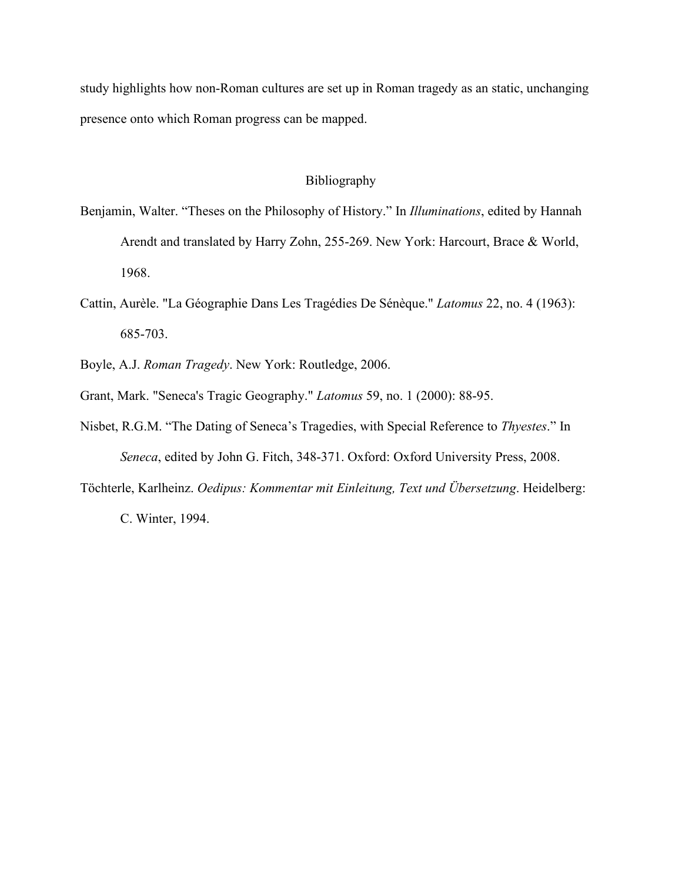study highlights how non-Roman cultures are set up in Roman tragedy as an static, unchanging presence onto which Roman progress can be mapped.

## Bibliography

Benjamin, Walter. "Theses on the Philosophy of History." In *Illuminations*, edited by Hannah Arendt and translated by Harry Zohn, 255-269. New York: Harcourt, Brace & World, 1968.

Cattin, Aurèle. "La Géographie Dans Les Tragédies De Sénèque." *Latomus* 22, no. 4 (1963): 685-703.

Boyle, A.J. *Roman Tragedy*. New York: Routledge, 2006.

Grant, Mark. "Seneca's Tragic Geography." *Latomus* 59, no. 1 (2000): 88-95.

Nisbet, R.G.M. "The Dating of Seneca's Tragedies, with Special Reference to *Thyestes*." In *Seneca*, edited by John G. Fitch, 348-371. Oxford: Oxford University Press, 2008.

Töchterle, Karlheinz. *Oedipus: Kommentar mit Einleitung, Text und Übersetzung*. Heidelberg: C. Winter, 1994.